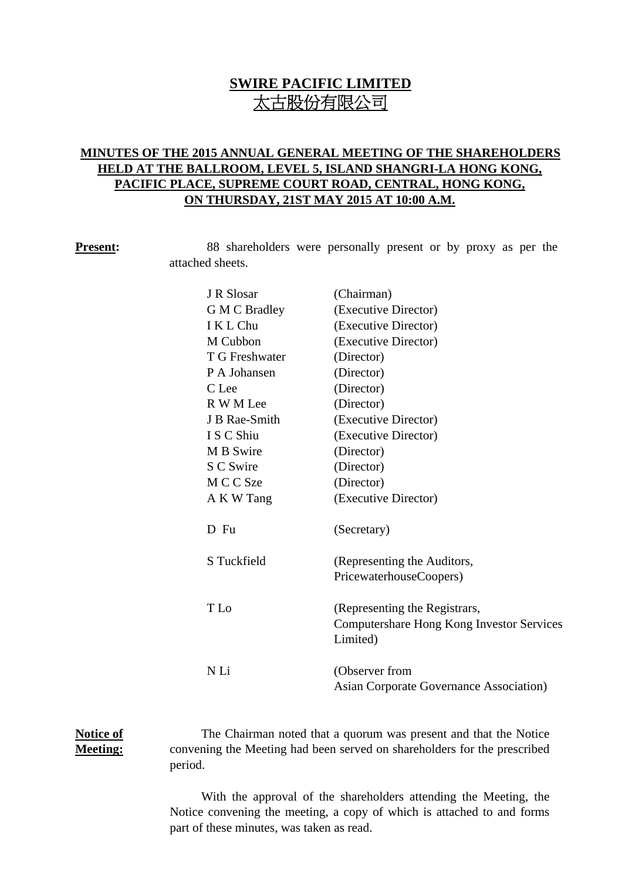# SWIRE PACIFIC LIMITED
# 太古股份有限公司

## MINUTES OF THE 2015 ANNUAL GENERAL MEETING OF THE SHAREHOLDERS HELD AT THE BALLROOM, LEVEL 5, ISLAND SHANGRI-LA HONG KONG, PACIFIC PLACE, SUPREME COURT ROAD, CENTRAL, HONG KONG, ON THURSDAY, 21ST MAY 2015 AT 10:00 A.M.

**Present:**

88 shareholders were personally present or by proxy as per the attached sheets.

| | |
|---|---|
| J R Slosar | (Chairman) |
| G M C Bradley | (Executive Director) |
| I K L Chu | (Executive Director) |
| M Cubbon | (Executive Director) |
| T G Freshwater | (Director) |
| P A Johansen | (Director) |
| C Lee | (Director) |
| R W M Lee | (Director) |
| J B Rae-Smith | (Executive Director) |
| I S C Shiu | (Executive Director) |
| M B Swire | (Director) |
| S C Swire | (Director) |
| M C C Sze | (Director) |
| A K W Tang | (Executive Director) |
| D Fu | (Secretary) |
| S Tuckfield | (Representing the Auditors, PricewaterhouseCoopers) |
| T Lo | (Representing the Registrars, Computershare Hong Kong Investor Services Limited) |
| N Li | (Observer from Asian Corporate Governance Association) |

**Notice of Meeting:**

The Chairman noted that a quorum was present and that the Notice convening the Meeting had been served on shareholders for the prescribed period.

With the approval of the shareholders attending the Meeting, the Notice convening the meeting, a copy of which is attached to and forms part of these minutes, was taken as read.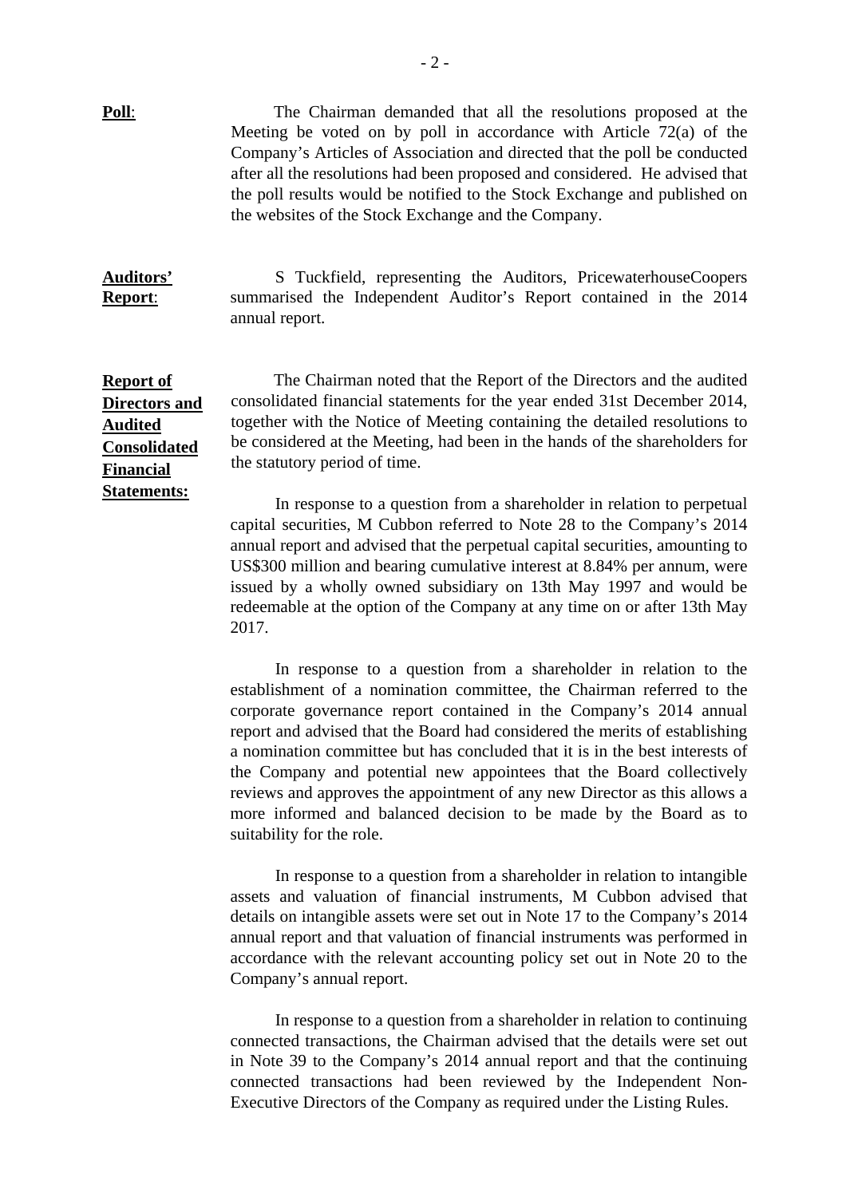**Poll**: The Chairman demanded that all the resolutions proposed at the Meeting be voted on by poll in accordance with Article 72(a) of the Company's Articles of Association and directed that the poll be conducted after all the resolutions had been proposed and considered. He advised that the poll results would be notified to the Stock Exchange and published on the websites of the Stock Exchange and the Company.

**Auditors' Report**: S Tuckfield, representing the Auditors, PricewaterhouseCoopers summarised the Independent Auditor's Report contained in the 2014 annual report.

**Report of Directors and Audited Consolidated Financial Statements:** The Chairman noted that the Report of the Directors and the audited consolidated financial statements for the year ended 31st December 2014, together with the Notice of Meeting containing the detailed resolutions to be considered at the Meeting, had been in the hands of the shareholders for the statutory period of time.

In response to a question from a shareholder in relation to perpetual capital securities, M Cubbon referred to Note 28 to the Company's 2014 annual report and advised that the perpetual capital securities, amounting to US$300 million and bearing cumulative interest at 8.84% per annum, were issued by a wholly owned subsidiary on 13th May 1997 and would be redeemable at the option of the Company at any time on or after 13th May 2017.

In response to a question from a shareholder in relation to the establishment of a nomination committee, the Chairman referred to the corporate governance report contained in the Company's 2014 annual report and advised that the Board had considered the merits of establishing a nomination committee but has concluded that it is in the best interests of the Company and potential new appointees that the Board collectively reviews and approves the appointment of any new Director as this allows a more informed and balanced decision to be made by the Board as to suitability for the role.

In response to a question from a shareholder in relation to intangible assets and valuation of financial instruments, M Cubbon advised that details on intangible assets were set out in Note 17 to the Company's 2014 annual report and that valuation of financial instruments was performed in accordance with the relevant accounting policy set out in Note 20 to the Company's annual report.

In response to a question from a shareholder in relation to continuing connected transactions, the Chairman advised that the details were set out in Note 39 to the Company's 2014 annual report and that the continuing connected transactions had been reviewed by the Independent Non-Executive Directors of the Company as required under the Listing Rules.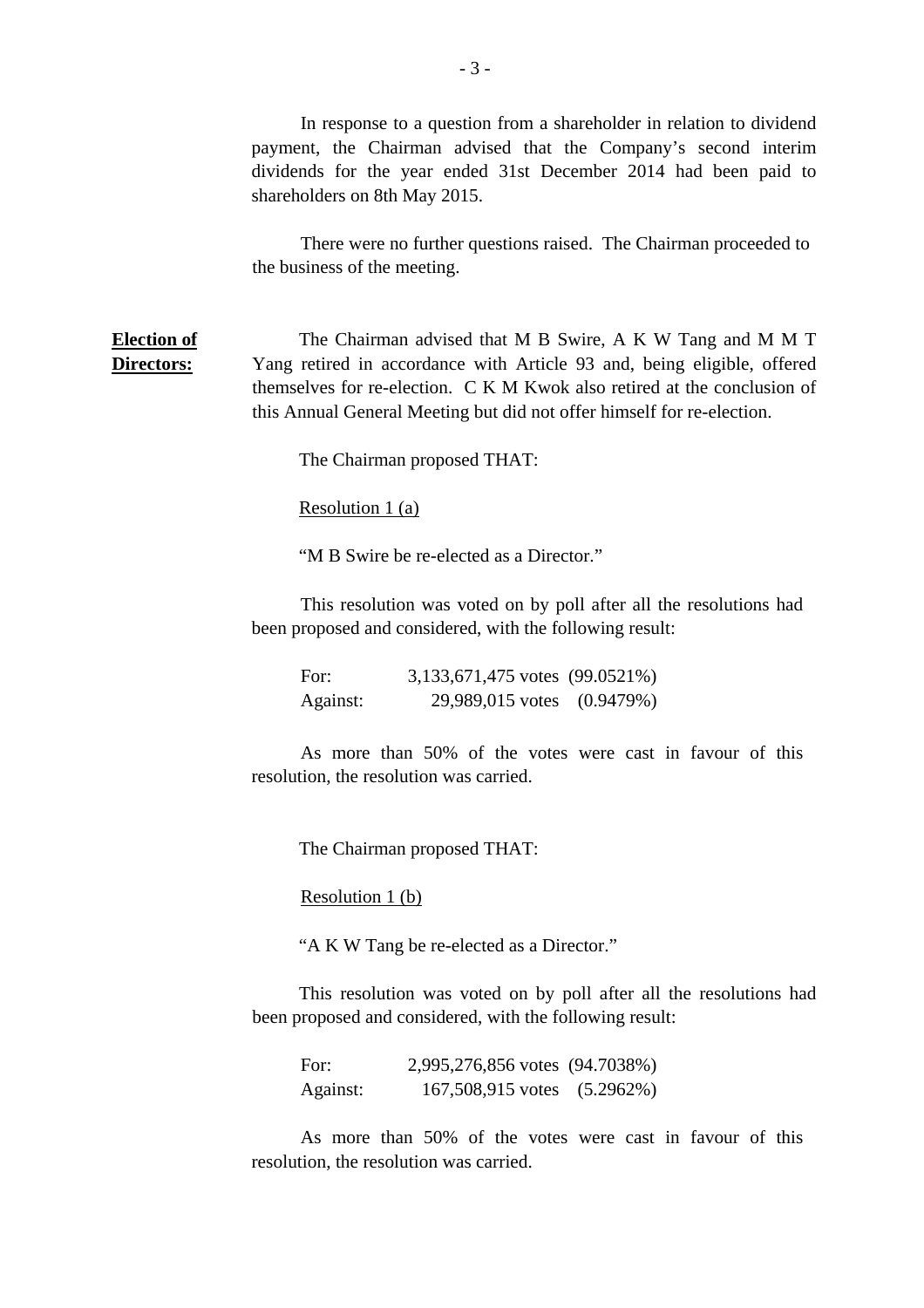In response to a question from a shareholder in relation to dividend payment, the Chairman advised that the Company's second interim dividends for the year ended 31st December 2014 had been paid to shareholders on 8th May 2015.

There were no further questions raised. The Chairman proceeded to the business of the meeting.

**Election of Directors:**

The Chairman advised that M B Swire, A K W Tang and M M T Yang retired in accordance with Article 93 and, being eligible, offered themselves for re-election. C K M Kwok also retired at the conclusion of this Annual General Meeting but did not offer himself for re-election.

The Chairman proposed THAT:

Resolution 1 (a)

"M B Swire be re-elected as a Director."

This resolution was voted on by poll after all the resolutions had been proposed and considered, with the following result:

| | | |
|---|---|---|
| For: | 3,133,671,475 votes | (99.0521%) |
| Against: | 29,989,015 votes | (0.9479%) |

As more than 50% of the votes were cast in favour of this resolution, the resolution was carried.

The Chairman proposed THAT:

Resolution 1 (b)

"A K W Tang be re-elected as a Director."

This resolution was voted on by poll after all the resolutions had been proposed and considered, with the following result:

| | | |
|---|---|---|
| For: | 2,995,276,856 votes | (94.7038%) |
| Against: | 167,508,915 votes | (5.2962%) |

As more than 50% of the votes were cast in favour of this resolution, the resolution was carried.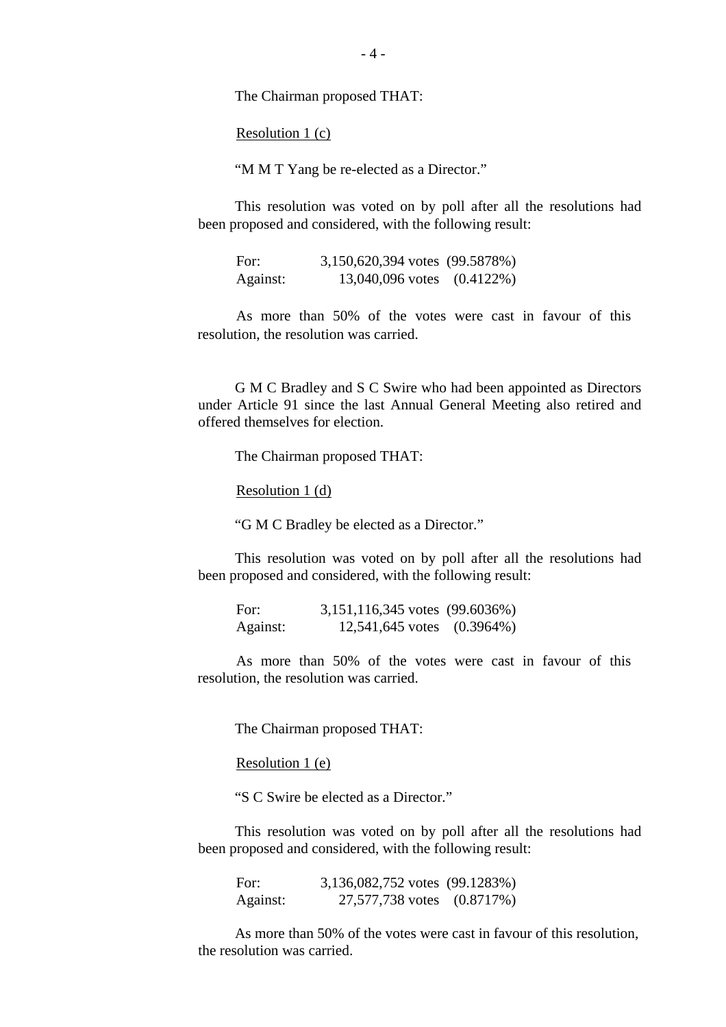The Chairman proposed THAT:

Resolution 1 (c)

"M M T Yang be re-elected as a Director."

This resolution was voted on by poll after all the resolutions had been proposed and considered, with the following result:

| | | |
|---|---|---|
| For: | 3,150,620,394 votes | (99.5878%) |
| Against: | 13,040,096 votes | (0.4122%) |

As more than 50% of the votes were cast in favour of this resolution, the resolution was carried.

G M C Bradley and S C Swire who had been appointed as Directors under Article 91 since the last Annual General Meeting also retired and offered themselves for election.

The Chairman proposed THAT:

Resolution 1 (d)

"G M C Bradley be elected as a Director."

This resolution was voted on by poll after all the resolutions had been proposed and considered, with the following result:

| | | |
|---|---|---|
| For: | 3,151,116,345 votes | (99.6036%) |
| Against: | 12,541,645 votes | (0.3964%) |

As more than 50% of the votes were cast in favour of this resolution, the resolution was carried.

The Chairman proposed THAT:

Resolution 1 (e)

"S C Swire be elected as a Director."

This resolution was voted on by poll after all the resolutions had been proposed and considered, with the following result:

| | | |
|---|---|---|
| For: | 3,136,082,752 votes | (99.1283%) |
| Against: | 27,577,738 votes | (0.8717%) |

As more than 50% of the votes were cast in favour of this resolution, the resolution was carried.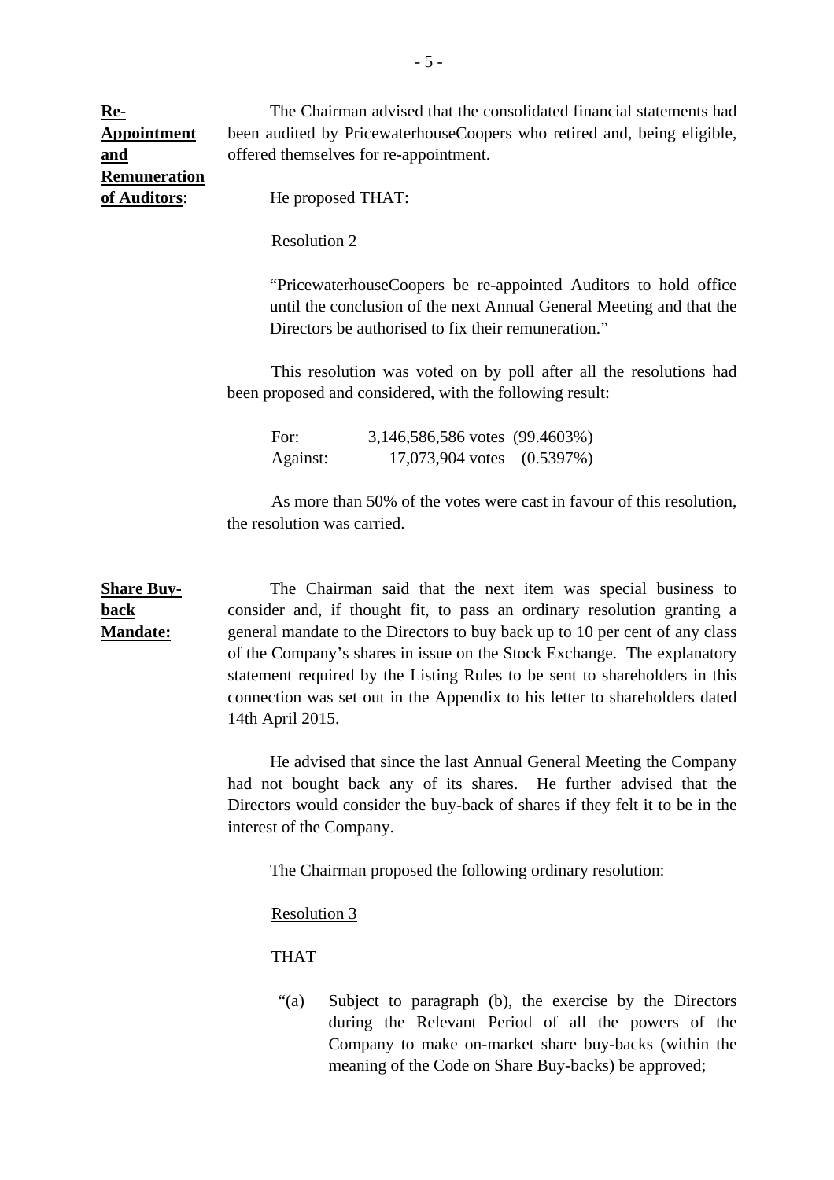**Re-Appointment and Remuneration of Auditors**:

The Chairman advised that the consolidated financial statements had been audited by PricewaterhouseCoopers who retired and, being eligible, offered themselves for re-appointment.

He proposed THAT:

Resolution 2

"PricewaterhouseCoopers be re-appointed Auditors to hold office until the conclusion of the next Annual General Meeting and that the Directors be authorised to fix their remuneration."

This resolution was voted on by poll after all the resolutions had been proposed and considered, with the following result:

| | | |
|---|---|---|
| For: | 3,146,586,586 votes | (99.4603%) |
| Against: | 17,073,904 votes | (0.5397%) |

As more than 50% of the votes were cast in favour of this resolution, the resolution was carried.

**Share Buy-back Mandate:**

The Chairman said that the next item was special business to consider and, if thought fit, to pass an ordinary resolution granting a general mandate to the Directors to buy back up to 10 per cent of any class of the Company's shares in issue on the Stock Exchange. The explanatory statement required by the Listing Rules to be sent to shareholders in this connection was set out in the Appendix to his letter to shareholders dated 14th April 2015.

He advised that since the last Annual General Meeting the Company had not bought back any of its shares. He further advised that the Directors would consider the buy-back of shares if they felt it to be in the interest of the Company.

The Chairman proposed the following ordinary resolution:

Resolution 3

THAT

"(a) Subject to paragraph (b), the exercise by the Directors during the Relevant Period of all the powers of the Company to make on-market share buy-backs (within the meaning of the Code on Share Buy-backs) be approved;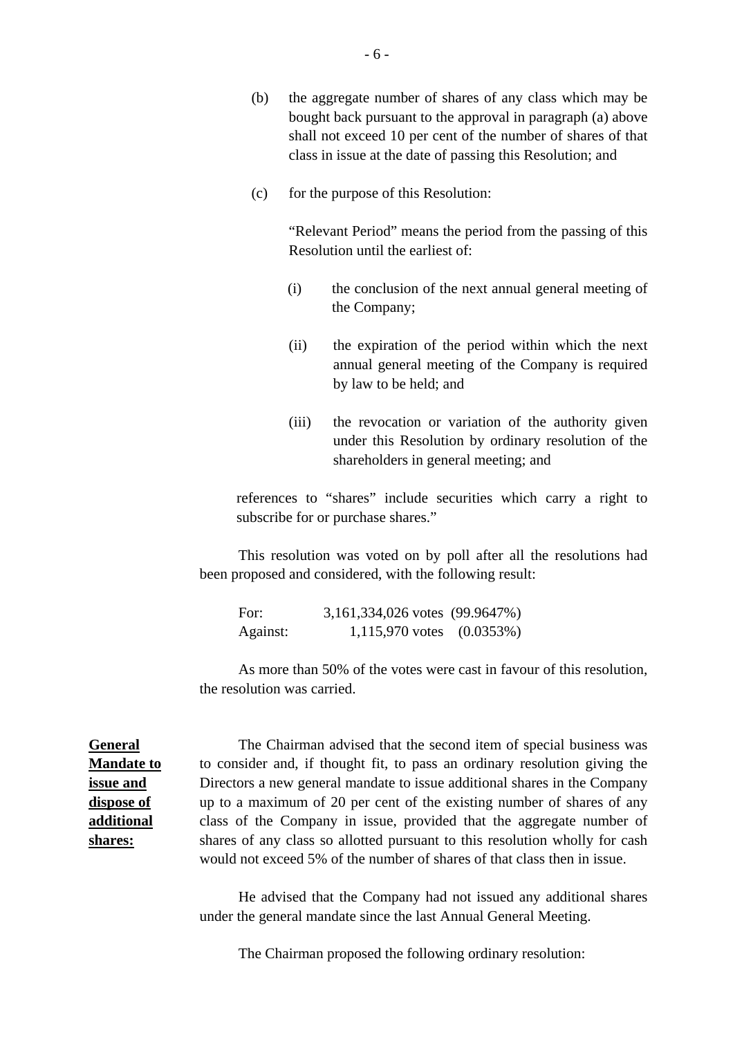(b) the aggregate number of shares of any class which may be bought back pursuant to the approval in paragraph (a) above shall not exceed 10 per cent of the number of shares of that class in issue at the date of passing this Resolution; and

(c) for the purpose of this Resolution:

"Relevant Period" means the period from the passing of this Resolution until the earliest of:

(i) the conclusion of the next annual general meeting of the Company;

(ii) the expiration of the period within which the next annual general meeting of the Company is required by law to be held; and

(iii) the revocation or variation of the authority given under this Resolution by ordinary resolution of the shareholders in general meeting; and

references to "shares" include securities which carry a right to subscribe for or purchase shares."

This resolution was voted on by poll after all the resolutions had been proposed and considered, with the following result:

| | | |
|---|---|---|
| For: | 3,161,334,026 votes | (99.9647%) |
| Against: | 1,115,970 votes | (0.0353%) |

As more than 50% of the votes were cast in favour of this resolution, the resolution was carried.

**General Mandate to issue and dispose of additional shares:**

The Chairman advised that the second item of special business was to consider and, if thought fit, to pass an ordinary resolution giving the Directors a new general mandate to issue additional shares in the Company up to a maximum of 20 per cent of the existing number of shares of any class of the Company in issue, provided that the aggregate number of shares of any class so allotted pursuant to this resolution wholly for cash would not exceed 5% of the number of shares of that class then in issue.

He advised that the Company had not issued any additional shares under the general mandate since the last Annual General Meeting.

The Chairman proposed the following ordinary resolution: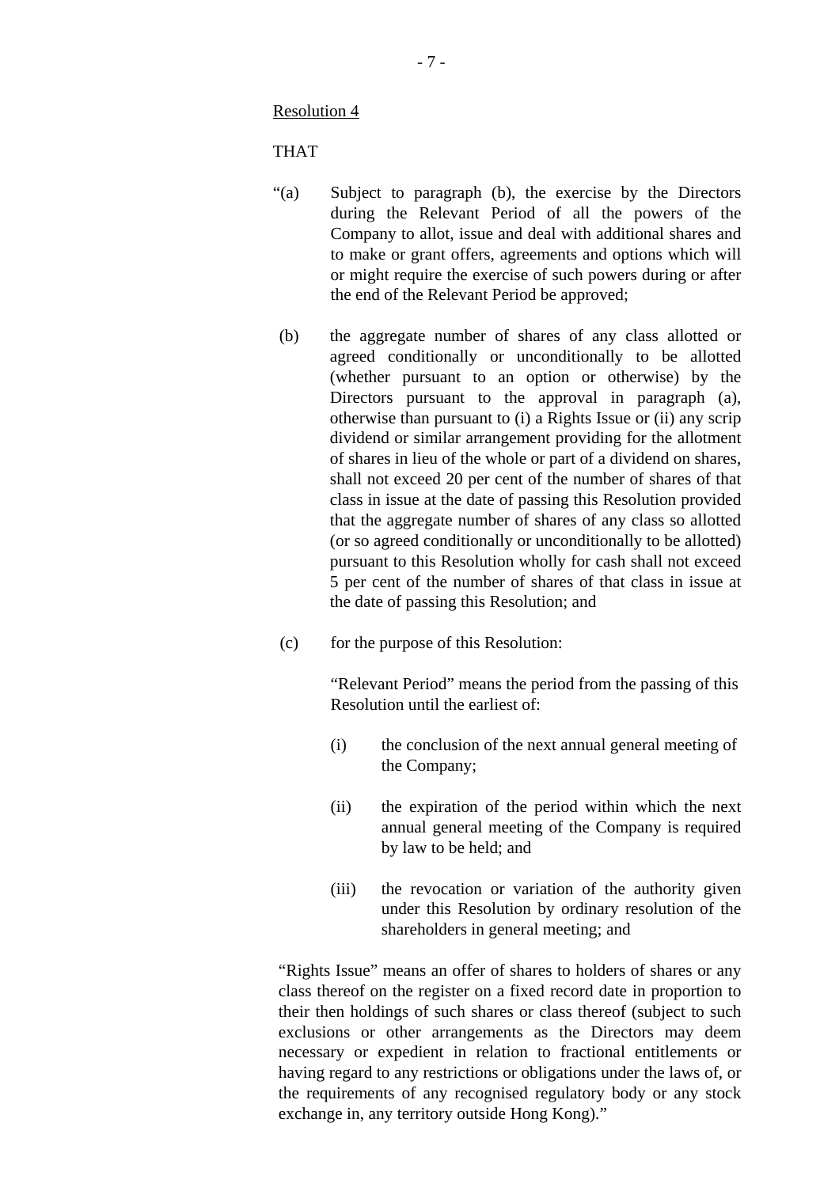Resolution 4

THAT

“(a) Subject to paragraph (b), the exercise by the Directors during the Relevant Period of all the powers of the Company to allot, issue and deal with additional shares and to make or grant offers, agreements and options which will or might require the exercise of such powers during or after the end of the Relevant Period be approved;

(b) the aggregate number of shares of any class allotted or agreed conditionally or unconditionally to be allotted (whether pursuant to an option or otherwise) by the Directors pursuant to the approval in paragraph (a), otherwise than pursuant to (i) a Rights Issue or (ii) any scrip dividend or similar arrangement providing for the allotment of shares in lieu of the whole or part of a dividend on shares, shall not exceed 20 per cent of the number of shares of that class in issue at the date of passing this Resolution provided that the aggregate number of shares of any class so allotted (or so agreed conditionally or unconditionally to be allotted) pursuant to this Resolution wholly for cash shall not exceed 5 per cent of the number of shares of that class in issue at the date of passing this Resolution; and

(c) for the purpose of this Resolution:

“Relevant Period” means the period from the passing of this Resolution until the earliest of:

(i) the conclusion of the next annual general meeting of the Company;

(ii) the expiration of the period within which the next annual general meeting of the Company is required by law to be held; and

(iii) the revocation or variation of the authority given under this Resolution by ordinary resolution of the shareholders in general meeting; and

“Rights Issue” means an offer of shares to holders of shares or any class thereof on the register on a fixed record date in proportion to their then holdings of such shares or class thereof (subject to such exclusions or other arrangements as the Directors may deem necessary or expedient in relation to fractional entitlements or having regard to any restrictions or obligations under the laws of, or the requirements of any recognised regulatory body or any stock exchange in, any territory outside Hong Kong).”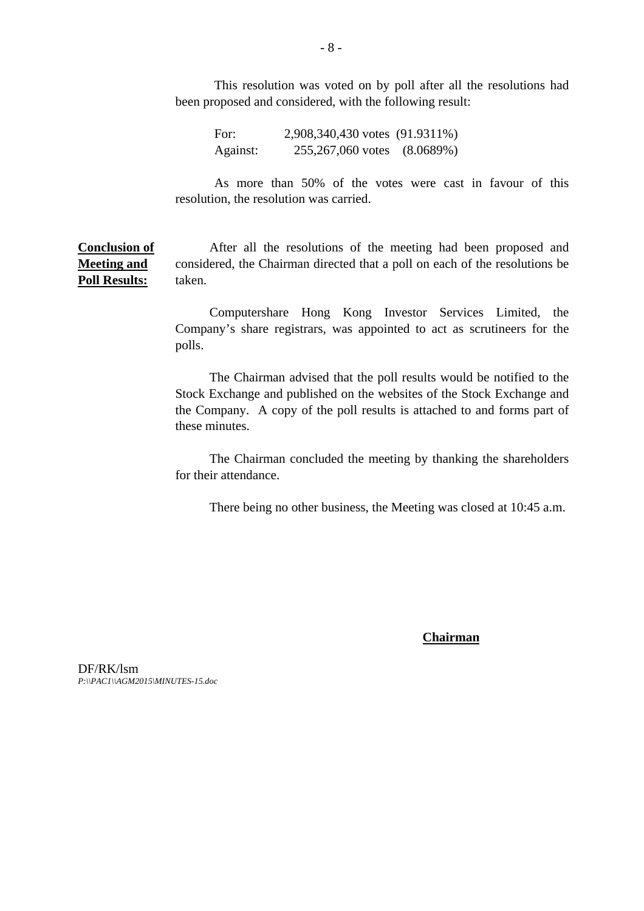This resolution was voted on by poll after all the resolutions had been proposed and considered, with the following result:

| | |
|---|---|
| For: | 2,908,340,430 votes (91.9311%) |
| Against: | 255,267,060 votes (8.0689%) |

As more than 50% of the votes were cast in favour of this resolution, the resolution was carried.

**Conclusion of Meeting and Poll Results:**

After all the resolutions of the meeting had been proposed and considered, the Chairman directed that a poll on each of the resolutions be taken.

Computershare Hong Kong Investor Services Limited, the Company's share registrars, was appointed to act as scrutineers for the polls.

The Chairman advised that the poll results would be notified to the Stock Exchange and published on the websites of the Stock Exchange and the Company. A copy of the poll results is attached to and forms part of these minutes.

The Chairman concluded the meeting by thanking the shareholders for their attendance.

There being no other business, the Meeting was closed at 10:45 a.m.

**Chairman**

DF/RK/lsm
*P:\\PAC1\\AGM2015\MINUTES-15.doc*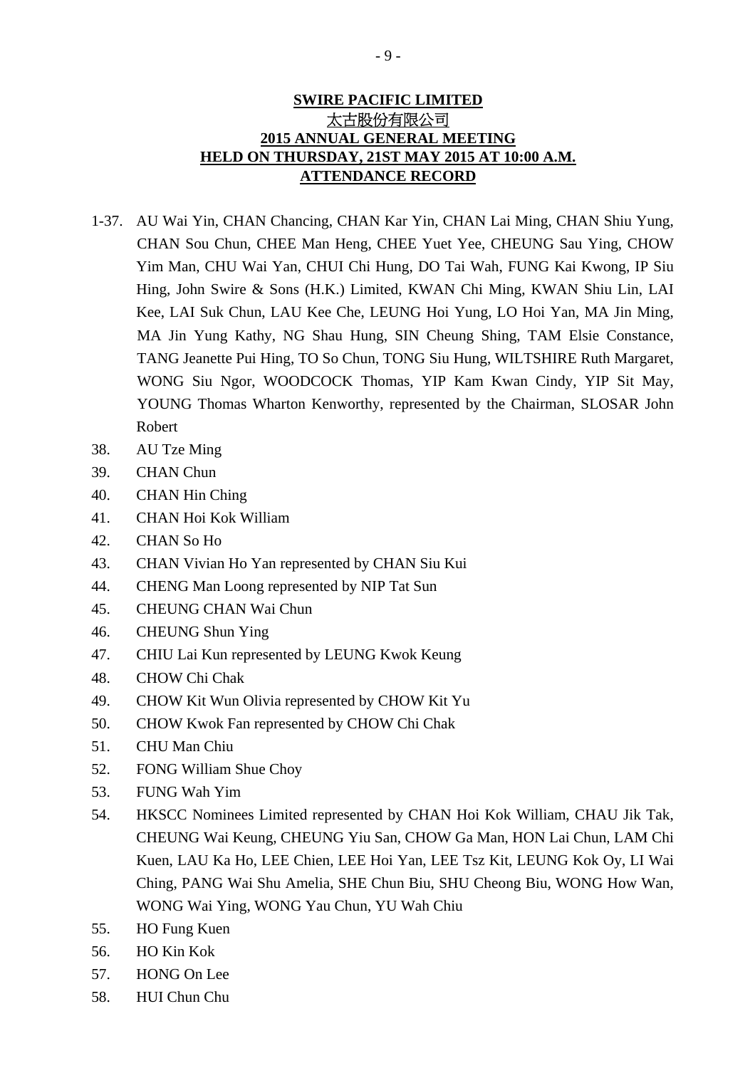**SWIRE PACIFIC LIMITED**
**太古股份有限公司**
**2015 ANNUAL GENERAL MEETING**
**HELD ON THURSDAY, 21ST MAY 2015 AT 10:00 A.M.**
**ATTENDANCE RECORD**

1-37. AU Wai Yin, CHAN Chancing, CHAN Kar Yin, CHAN Lai Ming, CHAN Shiu Yung, CHAN Sou Chun, CHEE Man Heng, CHEE Yuet Yee, CHEUNG Sau Ying, CHOW Yim Man, CHU Wai Yan, CHUI Chi Hung, DO Tai Wah, FUNG Kai Kwong, IP Siu Hing, John Swire & Sons (H.K.) Limited, KWAN Chi Ming, KWAN Shiu Lin, LAI Kee, LAI Suk Chun, LAU Kee Che, LEUNG Hoi Yung, LO Hoi Yan, MA Jin Ming, MA Jin Yung Kathy, NG Shau Hung, SIN Cheung Shing, TAM Elsie Constance, TANG Jeanette Pui Hing, TO So Chun, TONG Siu Hung, WILTSHIRE Ruth Margaret, WONG Siu Ngor, WOODCOCK Thomas, YIP Kam Kwan Cindy, YIP Sit May, YOUNG Thomas Wharton Kenworthy, represented by the Chairman, SLOSAR John Robert

38. AU Tze Ming
39. CHAN Chun
40. CHAN Hin Ching
41. CHAN Hoi Kok William
42. CHAN So Ho
43. CHAN Vivian Ho Yan represented by CHAN Siu Kui
44. CHENG Man Loong represented by NIP Tat Sun
45. CHEUNG CHAN Wai Chun
46. CHEUNG Shun Ying
47. CHIU Lai Kun represented by LEUNG Kwok Keung
48. CHOW Chi Chak
49. CHOW Kit Wun Olivia represented by CHOW Kit Yu
50. CHOW Kwok Fan represented by CHOW Chi Chak
51. CHU Man Chiu
52. FONG William Shue Choy
53. FUNG Wah Yim
54. HKSCC Nominees Limited represented by CHAN Hoi Kok William, CHAU Jik Tak, CHEUNG Wai Keung, CHEUNG Yiu San, CHOW Ga Man, HON Lai Chun, LAM Chi Kuen, LAU Ka Ho, LEE Chien, LEE Hoi Yan, LEE Tsz Kit, LEUNG Kok Oy, LI Wai Ching, PANG Wai Shu Amelia, SHE Chun Biu, SHU Cheong Biu, WONG How Wan, WONG Wai Ying, WONG Yau Chun, YU Wah Chiu
55. HO Fung Kuen
56. HO Kin Kok
57. HONG On Lee
58. HUI Chun Chu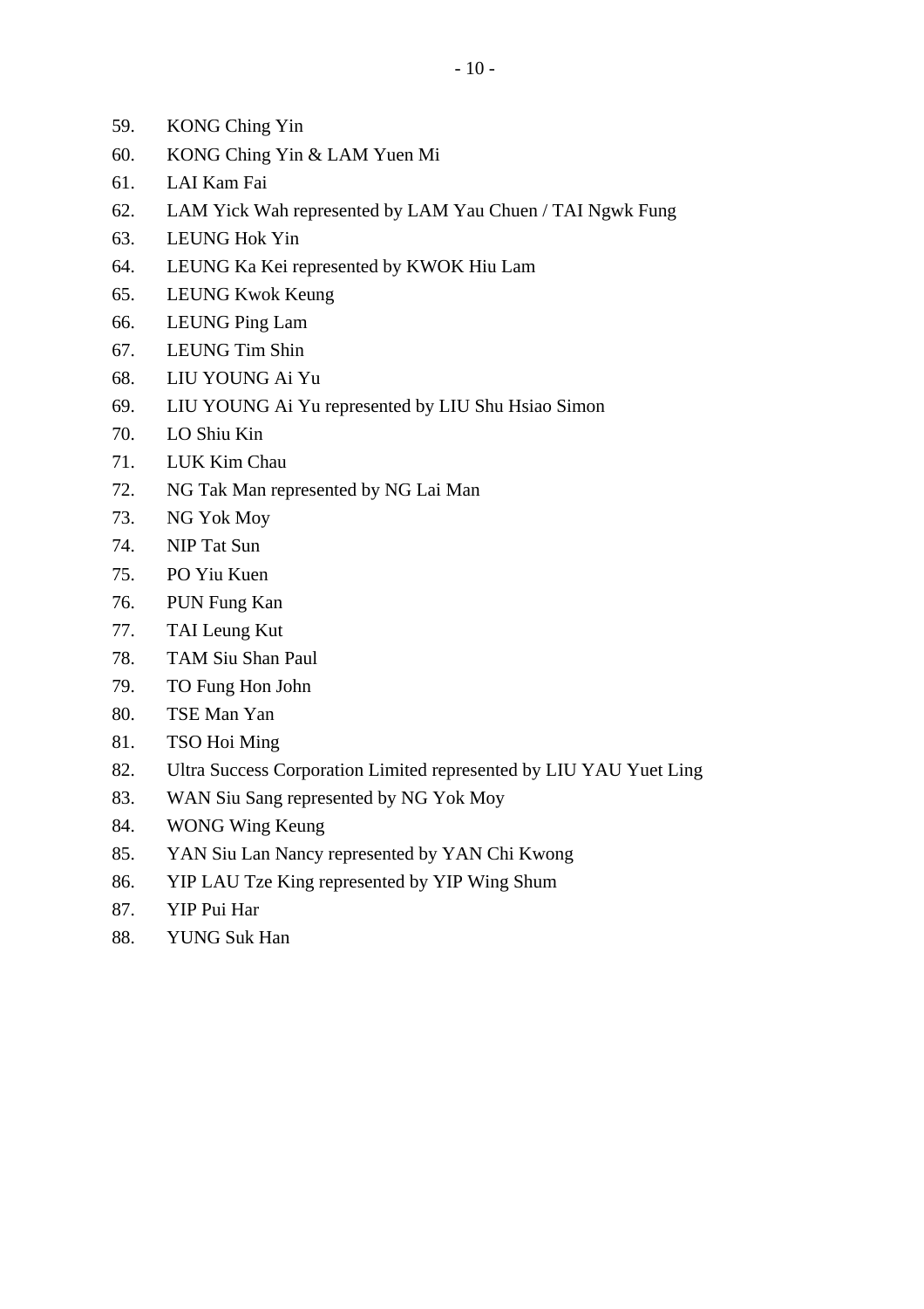59. KONG Ching Yin
60. KONG Ching Yin & LAM Yuen Mi
61. LAI Kam Fai
62. LAM Yick Wah represented by LAM Yau Chuen / TAI Ngwk Fung
63. LEUNG Hok Yin
64. LEUNG Ka Kei represented by KWOK Hiu Lam
65. LEUNG Kwok Keung
66. LEUNG Ping Lam
67. LEUNG Tim Shin
68. LIU YOUNG Ai Yu
69. LIU YOUNG Ai Yu represented by LIU Shu Hsiao Simon
70. LO Shiu Kin
71. LUK Kim Chau
72. NG Tak Man represented by NG Lai Man
73. NG Yok Moy
74. NIP Tat Sun
75. PO Yiu Kuen
76. PUN Fung Kan
77. TAI Leung Kut
78. TAM Siu Shan Paul
79. TO Fung Hon John
80. TSE Man Yan
81. TSO Hoi Ming
82. Ultra Success Corporation Limited represented by LIU YAU Yuet Ling
83. WAN Siu Sang represented by NG Yok Moy
84. WONG Wing Keung
85. YAN Siu Lan Nancy represented by YAN Chi Kwong
86. YIP LAU Tze King represented by YIP Wing Shum
87. YIP Pui Har
88. YUNG Suk Han